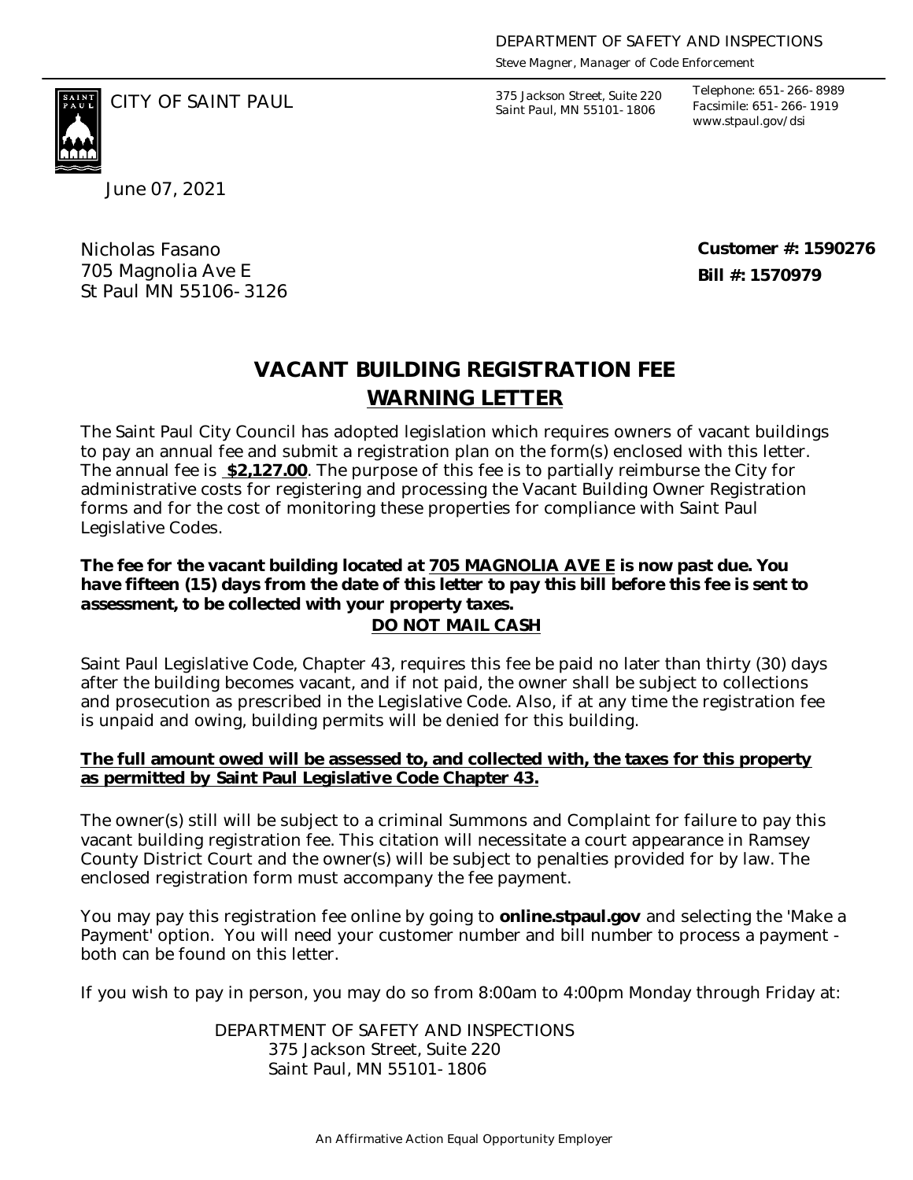DEPARTMENT OF SAFETY AND INSPECTIONS
Steve Magner, Manager of Code Enforcement

CITY OF SAINT PAUL

375 Jackson Street, Suite 220
Saint Paul, MN 55101-1806

Telephone: 651-266-8989
Facsimile: 651-266-1919
www.stpaul.gov/dsi

June 07, 2021

Nicholas Fasano
705 Magnolia Ave E
St Paul MN 55106-3126

**Customer #: 1590276**
**Bill #: 1570979**

# VACANT BUILDING REGISTRATION FEE
## WARNING LETTER

The Saint Paul City Council has adopted legislation which requires owners of vacant buildings to pay an annual fee and submit a registration plan on the form(s) enclosed with this letter. The annual fee is **$2,127.00**. The purpose of this fee is to partially reimburse the City for administrative costs for registering and processing the Vacant Building Owner Registration forms and for the cost of monitoring these properties for compliance with Saint Paul Legislative Codes.

**The fee for the vacant building located at 705 MAGNOLIA AVE E is now past due. You have fifteen (15) days from the date of this letter to pay this bill before this fee is sent to assessment, to be collected with your property taxes.**

**DO NOT MAIL CASH**

Saint Paul Legislative Code, Chapter 43, requires this fee be paid no later than thirty (30) days after the building becomes vacant, and if not paid, the owner shall be subject to collections and prosecution as prescribed in the Legislative Code. Also, if at any time the registration fee is unpaid and owing, building permits will be denied for this building.

**The full amount owed will be assessed to, and collected with, the taxes for this property as permitted by Saint Paul Legislative Code Chapter 43.**

The owner(s) still will be subject to a criminal Summons and Complaint for failure to pay this vacant building registration fee. This citation will necessitate a court appearance in Ramsey County District Court and the owner(s) will be subject to penalties provided for by law. The enclosed registration form must accompany the fee payment.

You may pay this registration fee online by going to **online.stpaul.gov** and selecting the 'Make a Payment' option. You will need your customer number and bill number to process a payment - both can be found on this letter.

If you wish to pay in person, you may do so from 8:00am to 4:00pm Monday through Friday at:

DEPARTMENT OF SAFETY AND INSPECTIONS
375 Jackson Street, Suite 220
Saint Paul, MN 55101-1806

An Affirmative Action Equal Opportunity Employer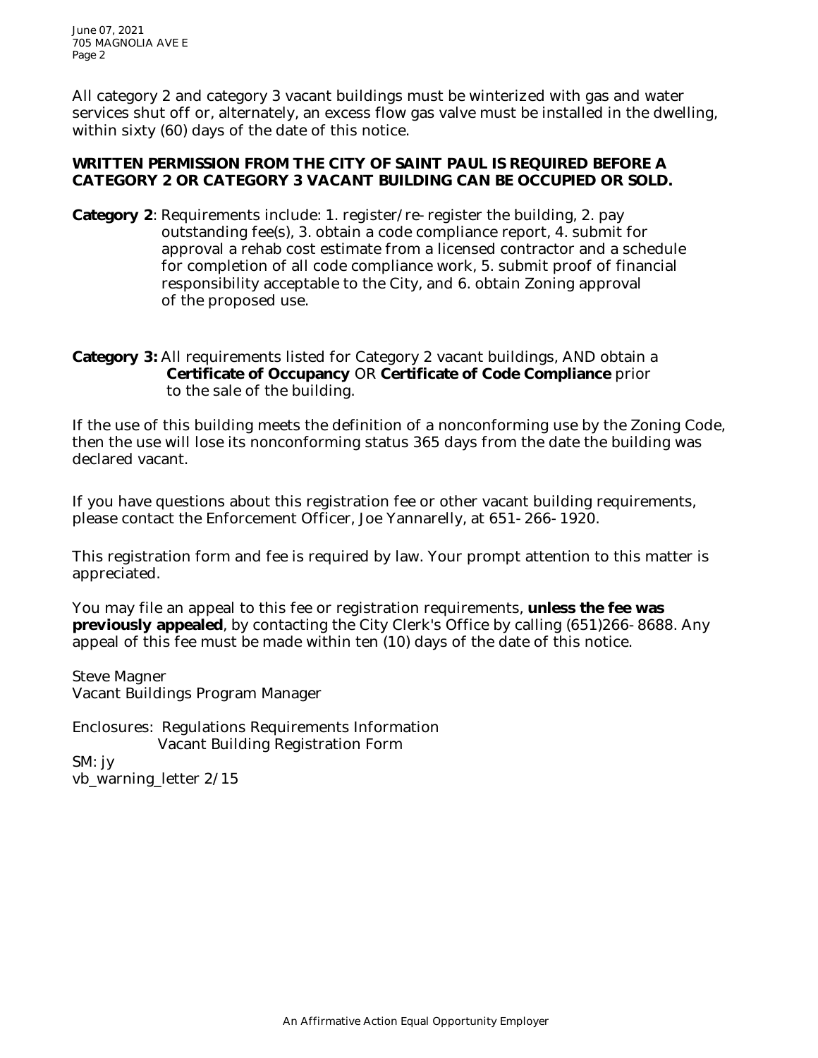All category 2 and category 3 vacant buildings must be winterized with gas and water services shut off or, alternately, an excess flow gas valve must be installed in the dwelling, within sixty (60) days of the date of this notice.

**WRITTEN PERMISSION FROM THE CITY OF SAINT PAUL IS REQUIRED BEFORE A CATEGORY 2 OR CATEGORY 3 VACANT BUILDING CAN BE OCCUPIED OR SOLD.**

**Category 2**: Requirements include: 1. register/re-register the building, 2. pay outstanding fee(s), 3. obtain a code compliance report, 4. submit for approval a rehab cost estimate from a licensed contractor and a schedule for completion of all code compliance work, 5. submit proof of financial responsibility acceptable to the City, and 6. obtain Zoning approval of the proposed use.

**Category 3:** All requirements listed for Category 2 vacant buildings, AND obtain a **Certificate of Occupancy** OR **Certificate of Code Compliance** prior to the sale of the building.

If the use of this building meets the definition of a nonconforming use by the Zoning Code, then the use will lose its nonconforming status 365 days from the date the building was declared vacant.

If you have questions about this registration fee or other vacant building requirements, please contact the Enforcement Officer, Joe Yannarelly, at 651-266-1920.

This registration form and fee is required by law. Your prompt attention to this matter is appreciated.

You may file an appeal to this fee or registration requirements, **unless the fee was previously appealed**, by contacting the City Clerk's Office by calling (651)266-8688. Any appeal of this fee must be made within ten (10) days of the date of this notice.

Steve Magner
Vacant Buildings Program Manager

Enclosures: Regulations Requirements Information
Vacant Building Registration Form

SM: jy
vb_warning_letter 2/15

An Affirmative Action Equal Opportunity Employer